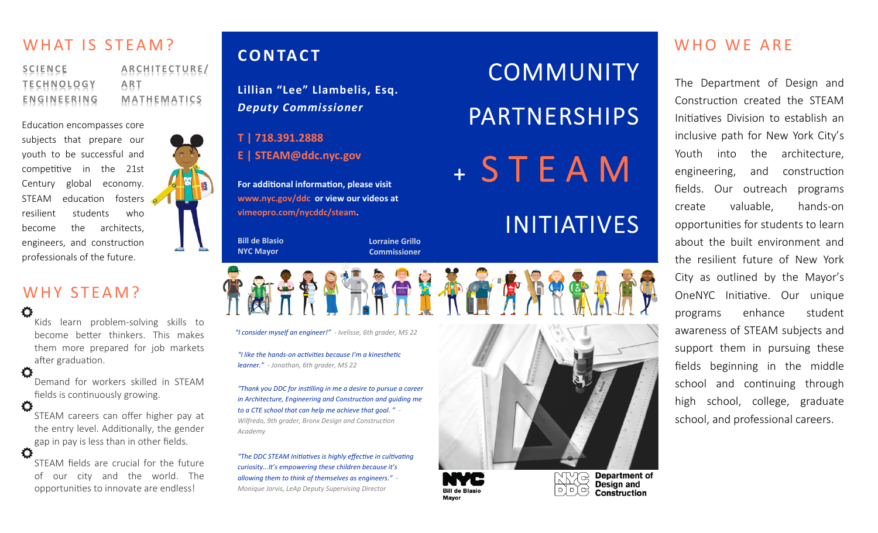## WHAT IS STEAM?

SCIENCE
TECHNOLOGY
ENGINEERING
ARCHITECTURE/
ART
MATHEMATICS

Education encompasses core subjects that prepare our youth to be successful and competitive in the 21st Century global economy. STEAM education fosters resilient students who become the architects, engineers, and construction professionals of the future.

## WHY STEAM?

- Kids learn problem-solving skills to become better thinkers. This makes them more prepared for job markets after graduation.
- Demand for workers skilled in STEAM fields is continuously growing.
- STEAM careers can offer higher pay at the entry level. Additionally, the gender gap in pay is less than in other fields.
- STEAM fields are crucial for the future of our city and the world. The opportunities to innovate are endless!

## CONTACT

**Lillian "Lee" Llambelis, Esq.**
***Deputy Commissioner***

**T | 718.391.2888**
**E | STEAM@ddc.nyc.gov**

**For additional information, please visit www.nyc.gov/ddc or view our videos at vimeopro.com/nycddc/steam.**

**Bill de Blasio**
**NYC Mayor**

**Lorraine Grillo**
**Commissioner**

# COMMUNITY PARTNERSHIPS + STEAM INITIATIVES

*"I consider myself an engineer!"* - Ivelisse, 6th grader, MS 22

*"I like the hands-on activities because I'm a kinesthetic learner."* - Jonathan, 6th grader, MS 22

*"Thank you DDC for instilling in me a desire to pursue a career in Architecture, Engineering and Construction and guiding me to a CTE school that can help me achieve that goal."* - Wilfredo, 9th grader, Bronx Design and Construction Academy

*"The DDC STEAM Initiatives is highly effective in cultivating curiosity...It's empowering these children because it's allowing them to think of themselves as engineers."* - Monique Jarvis, LeAp Deputy Supervising Director

NYC Bill de Blasio Mayor

Department of Design and Construction

## WHO WE ARE

The Department of Design and Construction created the STEAM Initiatives Division to establish an inclusive path for New York City's Youth into the architecture, engineering, and construction fields. Our outreach programs create valuable, hands-on opportunities for students to learn about the built environment and the resilient future of New York City as outlined by the Mayor's OneNYC Initiative. Our unique programs enhance student awareness of STEAM subjects and support them in pursuing these fields beginning in the middle school and continuing through high school, college, graduate school, and professional careers.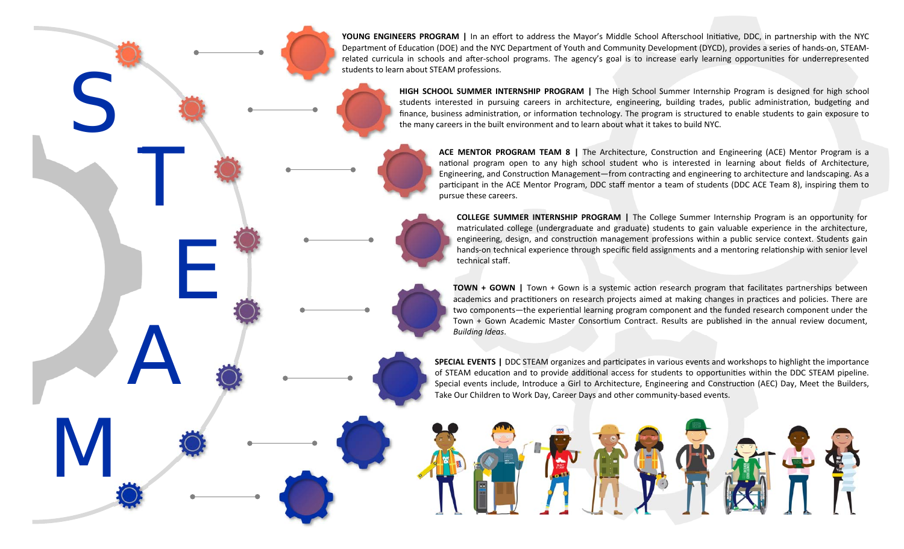S
T
E
A
M

**YOUNG ENGINEERS PROGRAM |** In an effort to address the Mayor's Middle School Afterschool Initiative, DDC, in partnership with the NYC Department of Education (DOE) and the NYC Department of Youth and Community Development (DYCD), provides a series of hands-on, STEAM-related curricula in schools and after-school programs. The agency's goal is to increase early learning opportunities for underrepresented students to learn about STEAM professions.

**HIGH SCHOOL SUMMER INTERNSHIP PROGRAM |** The High School Summer Internship Program is designed for high school students interested in pursuing careers in architecture, engineering, building trades, public administration, budgeting and finance, business administration, or information technology. The program is structured to enable students to gain exposure to the many careers in the built environment and to learn about what it takes to build NYC.

**ACE MENTOR PROGRAM TEAM 8 |** The Architecture, Construction and Engineering (ACE) Mentor Program is a national program open to any high school student who is interested in learning about fields of Architecture, Engineering, and Construction Management—from contracting and engineering to architecture and landscaping. As a participant in the ACE Mentor Program, DDC staff mentor a team of students (DDC ACE Team 8), inspiring them to pursue these careers.

**COLLEGE SUMMER INTERNSHIP PROGRAM |** The College Summer Internship Program is an opportunity for matriculated college (undergraduate and graduate) students to gain valuable experience in the architecture, engineering, design, and construction management professions within a public service context. Students gain hands-on technical experience through specific field assignments and a mentoring relationship with senior level technical staff.

**TOWN + GOWN |** Town + Gown is a systemic action research program that facilitates partnerships between academics and practitioners on research projects aimed at making changes in practices and policies. There are two components—the experiential learning program component and the funded research component under the Town + Gown Academic Master Consortium Contract. Results are published in the annual review document, *Building Ideas*.

**SPECIAL EVENTS |** DDC STEAM organizes and participates in various events and workshops to highlight the importance of STEAM education and to provide additional access for students to opportunities within the DDC STEAM pipeline. Special events include, Introduce a Girl to Architecture, Engineering and Construction (AEC) Day, Meet the Builders, Take Our Children to Work Day, Career Days and other community-based events.